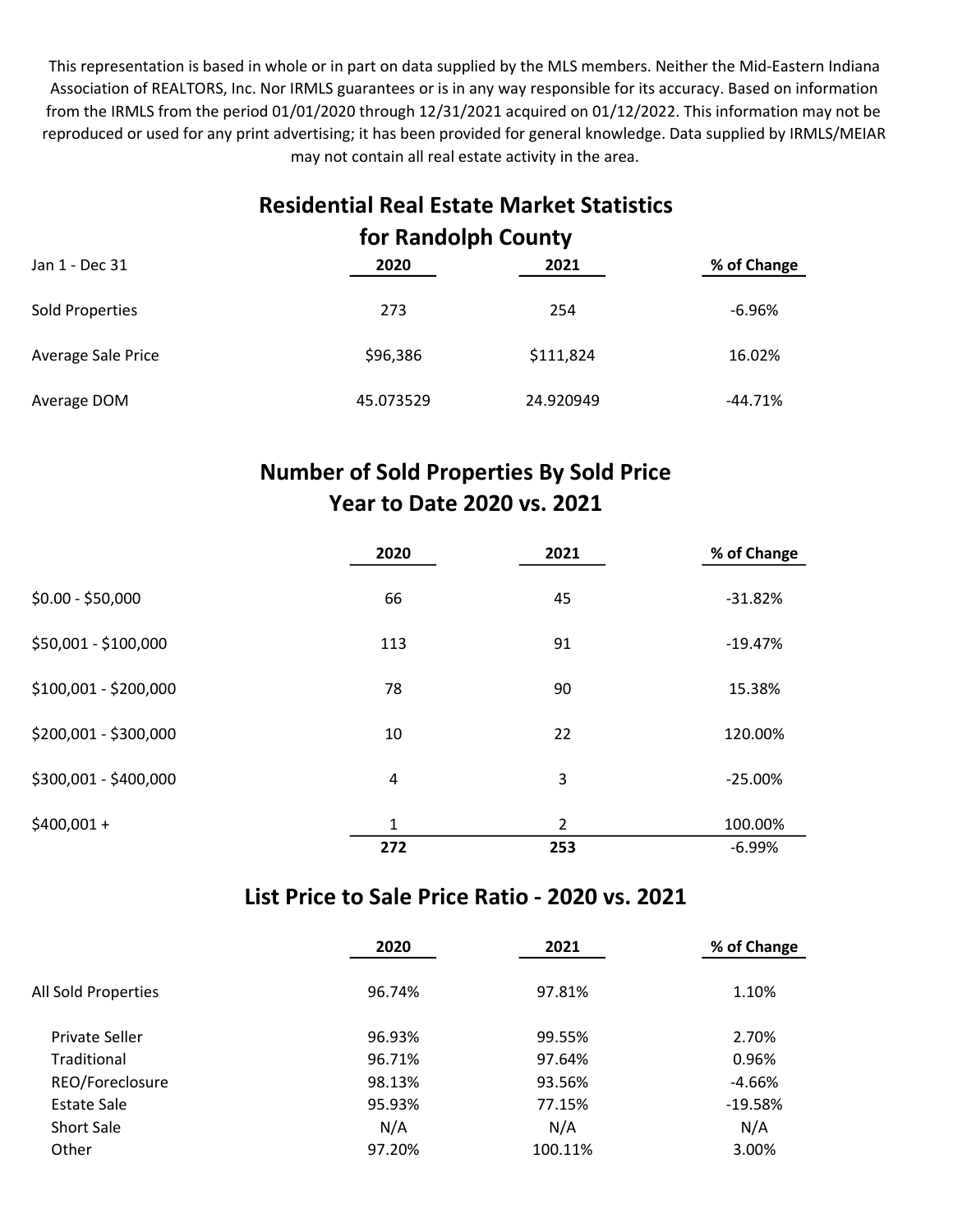This representation is based in whole or in part on data supplied by the MLS members. Neither the Mid-Eastern Indiana Association of REALTORS, Inc. Nor IRMLS guarantees or is in any way responsible for its accuracy. Based on information from the IRMLS from the period 01/01/2020 through 12/31/2021 acquired on 01/12/2022. This information may not be reproduced or used for any print advertising; it has been provided for general knowledge. Data supplied by IRMLS/MEIAR may not contain all real estate activity in the area.

## Residential Real Estate Market Statistics for Randolph County

| Jan 1 - Dec 31 | 2020 | 2021 | % of Change |
|---|---|---|---|
| Sold Properties | 273 | 254 | -6.96% |
| Average Sale Price | $96,386 | $111,824 | 16.02% |
| Average DOM | 45.073529 | 24.920949 | -44.71% |

## Number of Sold Properties By Sold Price Year to Date 2020 vs. 2021

| | 2020 | 2021 | % of Change |
|---|---|---|---|
| $0.00 - $50,000 | 66 | 45 | -31.82% |
| $50,001 - $100,000 | 113 | 91 | -19.47% |
| $100,001 - $200,000 | 78 | 90 | 15.38% |
| $200,001 - $300,000 | 10 | 22 | 120.00% |
| $300,001 - $400,000 | 4 | 3 | -25.00% |
| $400,001 + | 1 | 2 | 100.00% |
| | **272** | **253** | -6.99% |

## List Price to Sale Price Ratio - 2020 vs. 2021

| | 2020 | 2021 | % of Change |
|---|---|---|---|
| All Sold Properties | 96.74% | 97.81% | 1.10% |
| Private Seller | 96.93% | 99.55% | 2.70% |
| Traditional | 96.71% | 97.64% | 0.96% |
| REO/Foreclosure | 98.13% | 93.56% | -4.66% |
| Estate Sale | 95.93% | 77.15% | -19.58% |
| Short Sale | N/A | N/A | N/A |
| Other | 97.20% | 100.11% | 3.00% |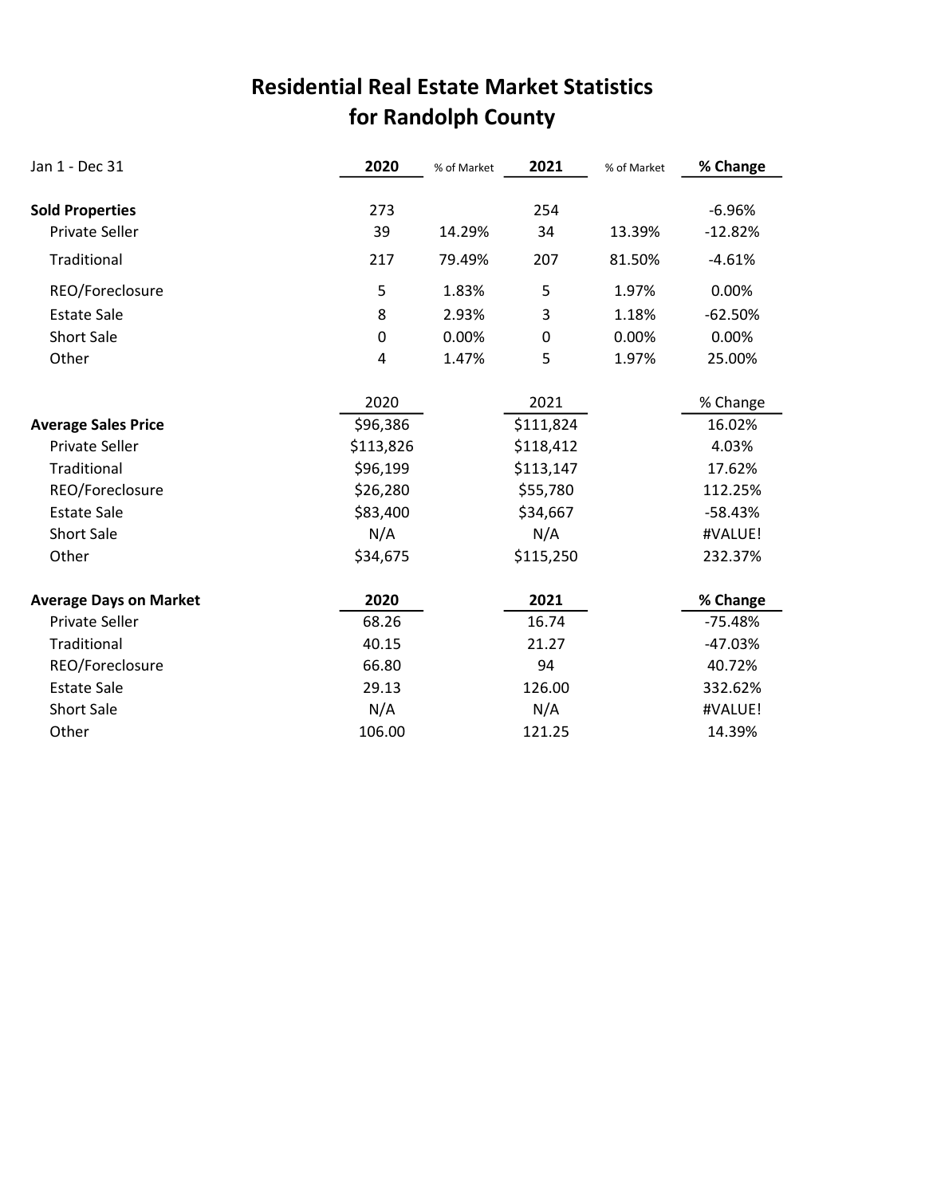# Residential Real Estate Market Statistics for Randolph County

| Jan 1 - Dec 31 | 2020 | % of Market | 2021 | % of Market | % Change |
|---|---|---|---|---|---|
| **Sold Properties** | 273 | | 254 | | -6.96% |
| Private Seller | 39 | 14.29% | 34 | 13.39% | -12.82% |
| Traditional | 217 | 79.49% | 207 | 81.50% | -4.61% |
| REO/Foreclosure | 5 | 1.83% | 5 | 1.97% | 0.00% |
| Estate Sale | 8 | 2.93% | 3 | 1.18% | -62.50% |
| Short Sale | 0 | 0.00% | 0 | 0.00% | 0.00% |
| Other | 4 | 1.47% | 5 | 1.97% | 25.00% |

| | 2020 | 2021 | % Change |
|---|---|---|---|
| **Average Sales Price** | $96,386 | $111,824 | 16.02% |
| Private Seller | $113,826 | $118,412 | 4.03% |
| Traditional | $96,199 | $113,147 | 17.62% |
| REO/Foreclosure | $26,280 | $55,780 | 112.25% |
| Estate Sale | $83,400 | $34,667 | -58.43% |
| Short Sale | N/A | N/A | #VALUE! |
| Other | $34,675 | $115,250 | 232.37% |

| **Average Days on Market** | 2020 | 2021 | % Change |
|---|---|---|---|
| Private Seller | 68.26 | 16.74 | -75.48% |
| Traditional | 40.15 | 21.27 | -47.03% |
| REO/Foreclosure | 66.80 | 94 | 40.72% |
| Estate Sale | 29.13 | 126.00 | 332.62% |
| Short Sale | N/A | N/A | #VALUE! |
| Other | 106.00 | 121.25 | 14.39% |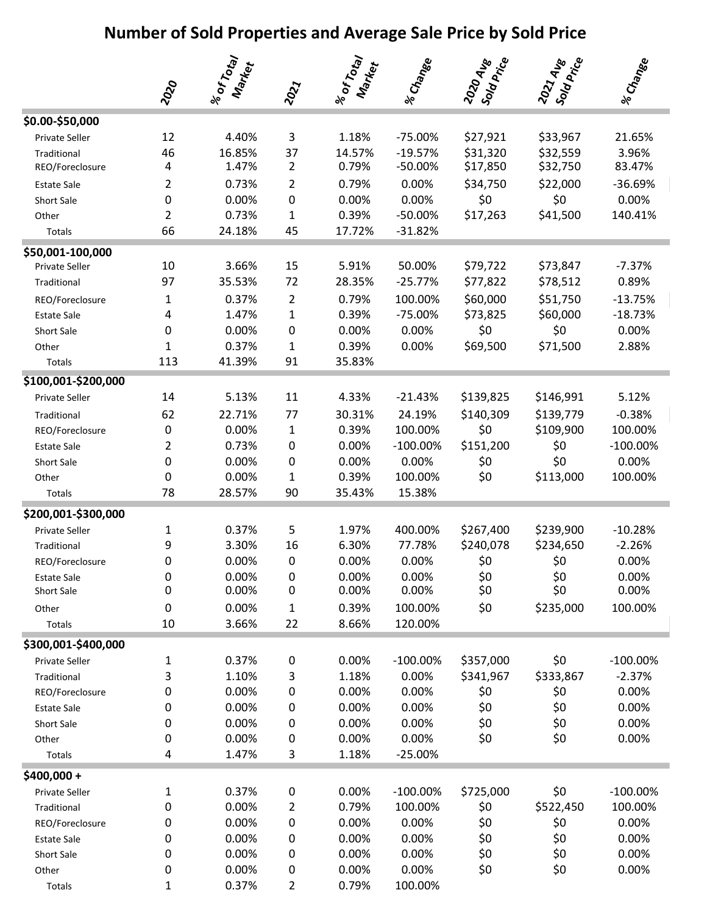# Number of Sold Properties and Average Sale Price by Sold Price

| | 2020 | % of Total Market | 2021 | % of Total Market | % Change | 2020 Avg Sold Price | 2021 Avg Sold Price | % Change |
|---|---|---|---|---|---|---|---|---|
| **$0.00-$50,000** | | | | | | | | |
| Private Seller | 12 | 4.40% | 3 | 1.18% | -75.00% | $27,921 | $33,967 | 21.65% |
| Traditional | 46 | 16.85% | 37 | 14.57% | -19.57% | $31,320 | $32,559 | 3.96% |
| REO/Foreclosure | 4 | 1.47% | 2 | 0.79% | -50.00% | $17,850 | $32,750 | 83.47% |
| Estate Sale | 2 | 0.73% | 2 | 0.79% | 0.00% | $34,750 | $22,000 | -36.69% |
| Short Sale | 0 | 0.00% | 0 | 0.00% | 0.00% | $0 | $0 | 0.00% |
| Other | 2 | 0.73% | 1 | 0.39% | -50.00% | $17,263 | $41,500 | 140.41% |
| Totals | 66 | 24.18% | 45 | 17.72% | -31.82% | | | |
| **$50,001-100,000** | | | | | | | | |
| Private Seller | 10 | 3.66% | 15 | 5.91% | 50.00% | $79,722 | $73,847 | -7.37% |
| Traditional | 97 | 35.53% | 72 | 28.35% | -25.77% | $77,822 | $78,512 | 0.89% |
| REO/Foreclosure | 1 | 0.37% | 2 | 0.79% | 100.00% | $60,000 | $51,750 | -13.75% |
| Estate Sale | 4 | 1.47% | 1 | 0.39% | -75.00% | $73,825 | $60,000 | -18.73% |
| Short Sale | 0 | 0.00% | 0 | 0.00% | 0.00% | $0 | $0 | 0.00% |
| Other | 1 | 0.37% | 1 | 0.39% | 0.00% | $69,500 | $71,500 | 2.88% |
| Totals | 113 | 41.39% | 91 | 35.83% | | | | |
| **$100,001-$200,000** | | | | | | | | |
| Private Seller | 14 | 5.13% | 11 | 4.33% | -21.43% | $139,825 | $146,991 | 5.12% |
| Traditional | 62 | 22.71% | 77 | 30.31% | 24.19% | $140,309 | $139,779 | -0.38% |
| REO/Foreclosure | 0 | 0.00% | 1 | 0.39% | 100.00% | $0 | $109,900 | 100.00% |
| Estate Sale | 2 | 0.73% | 0 | 0.00% | -100.00% | $151,200 | $0 | -100.00% |
| Short Sale | 0 | 0.00% | 0 | 0.00% | 0.00% | $0 | $0 | 0.00% |
| Other | 0 | 0.00% | 1 | 0.39% | 100.00% | $0 | $113,000 | 100.00% |
| Totals | 78 | 28.57% | 90 | 35.43% | 15.38% | | | |
| **$200,001-$300,000** | | | | | | | | |
| Private Seller | 1 | 0.37% | 5 | 1.97% | 400.00% | $267,400 | $239,900 | -10.28% |
| Traditional | 9 | 3.30% | 16 | 6.30% | 77.78% | $240,078 | $234,650 | -2.26% |
| REO/Foreclosure | 0 | 0.00% | 0 | 0.00% | 0.00% | $0 | $0 | 0.00% |
| Estate Sale | 0 | 0.00% | 0 | 0.00% | 0.00% | $0 | $0 | 0.00% |
| Short Sale | 0 | 0.00% | 0 | 0.00% | 0.00% | $0 | $0 | 0.00% |
| Other | 0 | 0.00% | 1 | 0.39% | 100.00% | $0 | $235,000 | 100.00% |
| Totals | 10 | 3.66% | 22 | 8.66% | 120.00% | | | |
| **$300,001-$400,000** | | | | | | | | |
| Private Seller | 1 | 0.37% | 0 | 0.00% | -100.00% | $357,000 | $0 | -100.00% |
| Traditional | 3 | 1.10% | 3 | 1.18% | 0.00% | $341,967 | $333,867 | -2.37% |
| REO/Foreclosure | 0 | 0.00% | 0 | 0.00% | 0.00% | $0 | $0 | 0.00% |
| Estate Sale | 0 | 0.00% | 0 | 0.00% | 0.00% | $0 | $0 | 0.00% |
| Short Sale | 0 | 0.00% | 0 | 0.00% | 0.00% | $0 | $0 | 0.00% |
| Other | 0 | 0.00% | 0 | 0.00% | 0.00% | $0 | $0 | 0.00% |
| Totals | 4 | 1.47% | 3 | 1.18% | -25.00% | | | |
| **$400,000 +** | | | | | | | | |
| Private Seller | 1 | 0.37% | 0 | 0.00% | -100.00% | $725,000 | $0 | -100.00% |
| Traditional | 0 | 0.00% | 2 | 0.79% | 100.00% | $0 | $522,450 | 100.00% |
| REO/Foreclosure | 0 | 0.00% | 0 | 0.00% | 0.00% | $0 | $0 | 0.00% |
| Estate Sale | 0 | 0.00% | 0 | 0.00% | 0.00% | $0 | $0 | 0.00% |
| Short Sale | 0 | 0.00% | 0 | 0.00% | 0.00% | $0 | $0 | 0.00% |
| Other | 0 | 0.00% | 0 | 0.00% | 0.00% | $0 | $0 | 0.00% |
| Totals | 1 | 0.37% | 2 | 0.79% | 100.00% | | | |